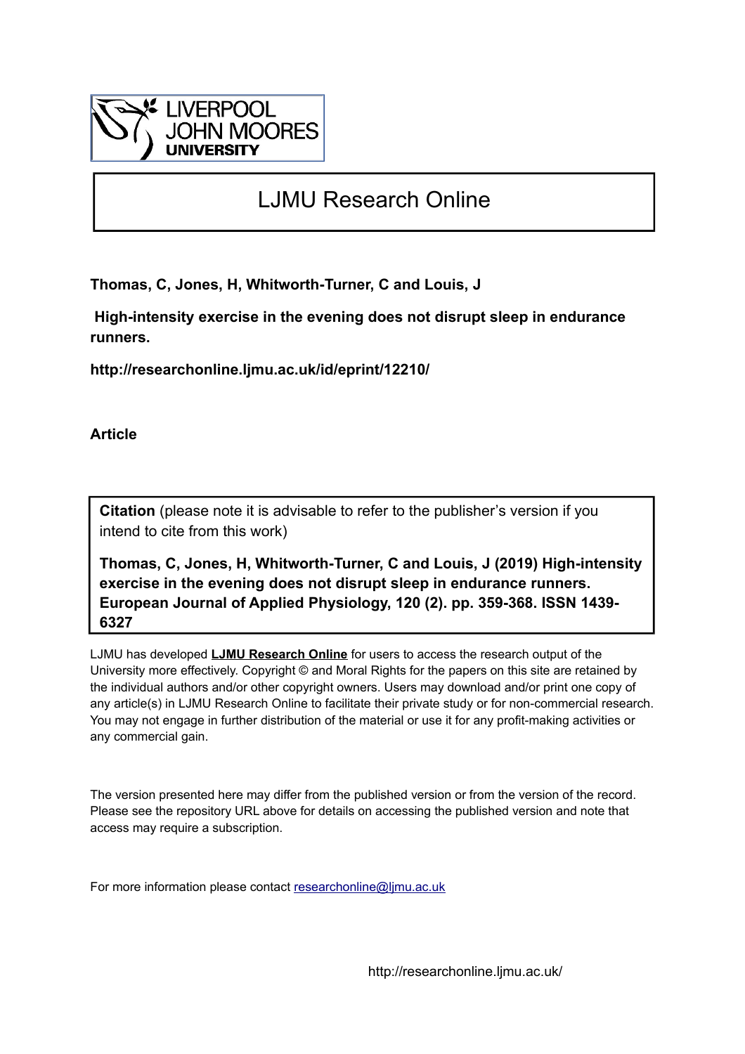LIVERPOOL JOHN MOORES UNIVERSITY

# LJMU Research Online

**Thomas, C, Jones, H, Whitworth-Turner, C and Louis, J**

**High-intensity exercise in the evening does not disrupt sleep in endurance runners.**

**http://researchonline.ljmu.ac.uk/id/eprint/12210/**

**Article**

**Citation** (please note it is advisable to refer to the publisher's version if you intend to cite from this work)

**Thomas, C, Jones, H, Whitworth-Turner, C and Louis, J (2019) High-intensity exercise in the evening does not disrupt sleep in endurance runners. European Journal of Applied Physiology, 120 (2). pp. 359-368. ISSN 1439-6327**

LJMU has developed **LJMU Research Online** for users to access the research output of the University more effectively. Copyright © and Moral Rights for the papers on this site are retained by the individual authors and/or other copyright owners. Users may download and/or print one copy of any article(s) in LJMU Research Online to facilitate their private study or for non-commercial research. You may not engage in further distribution of the material or use it for any profit-making activities or any commercial gain.

The version presented here may differ from the published version or from the version of the record. Please see the repository URL above for details on accessing the published version and note that access may require a subscription.

For more information please contact researchonline@ljmu.ac.uk

http://researchonline.ljmu.ac.uk/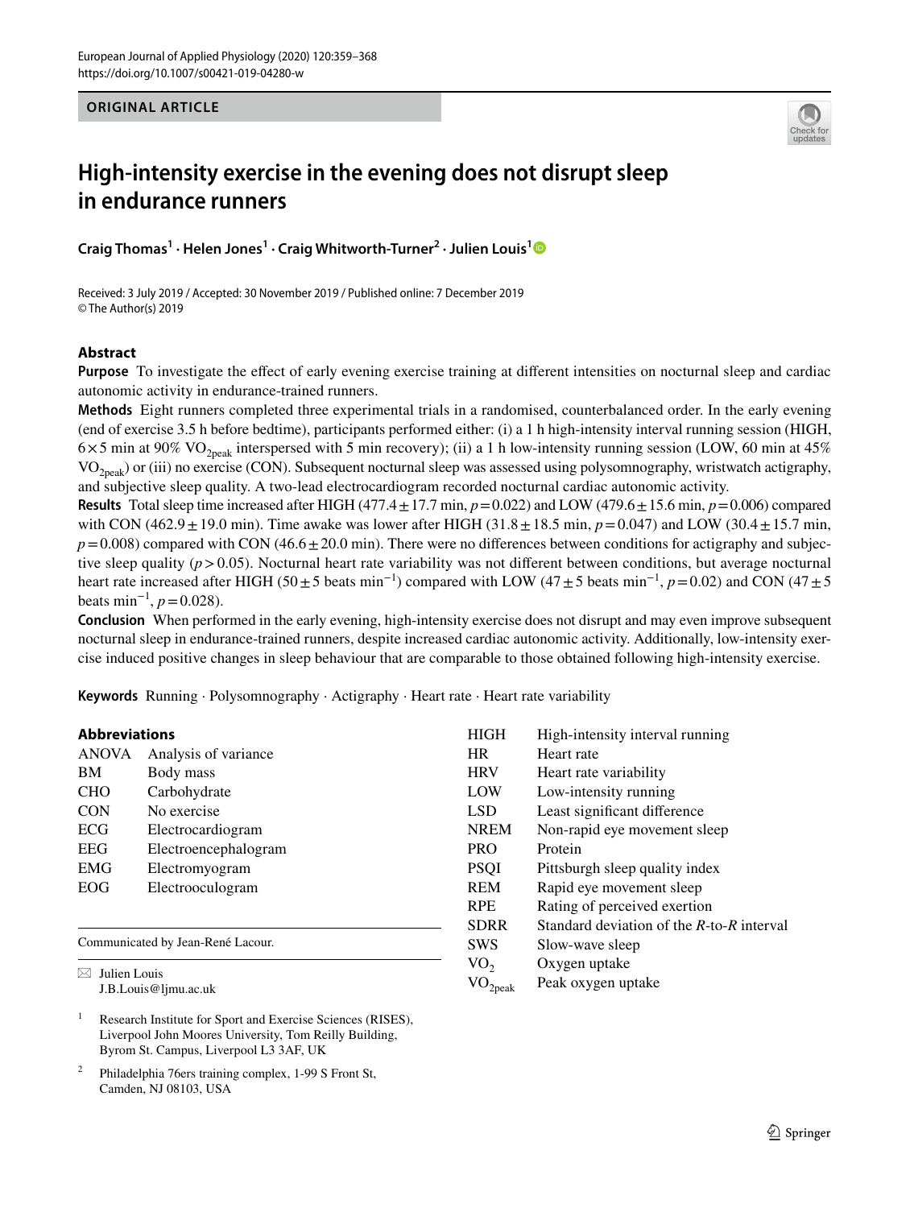# High-intensity exercise in the evening does not disrupt sleep in endurance runners

**Craig Thomas[1] · Helen Jones[1] · Craig Whitworth-Turner[2] · Julien Louis[1]**

Received: 3 July 2019 / Accepted: 30 November 2019 / Published online: 7 December 2019
© The Author(s) 2019

## Abstract

**Purpose** To investigate the effect of early evening exercise training at different intensities on nocturnal sleep and cardiac autonomic activity in endurance-trained runners.

**Methods** Eight runners completed three experimental trials in a randomised, counterbalanced order. In the early evening (end of exercise 3.5 h before bedtime), participants performed either: (i) a 1 h high-intensity interval running session (HIGH, 6×5 min at 90% $VO_{2peak}$ interspersed with 5 min recovery); (ii) a 1 h low-intensity running session (LOW, 60 min at 45% $VO_{2peak}$) or (iii) no exercise (CON). Subsequent nocturnal sleep was assessed using polysomnography, wristwatch actigraphy, and subjective sleep quality. A two-lead electrocardiogram recorded nocturnal cardiac autonomic activity.

**Results** Total sleep time increased after HIGH (477.4 ± 17.7 min, $p = 0.022$) and LOW (479.6 ± 15.6 min, $p = 0.006$) compared with CON (462.9 ± 19.0 min). Time awake was lower after HIGH (31.8 ± 18.5 min, $p = 0.047$) and LOW (30.4 ± 15.7 min, $p = 0.008$) compared with CON (46.6 ± 20.0 min). There were no differences between conditions for actigraphy and subjective sleep quality ($p > 0.05$). Nocturnal heart rate variability was not different between conditions, but average nocturnal heart rate increased after HIGH (50 ± 5 beats $min^{-1}$) compared with LOW (47 ± 5 beats $min^{-1}$, $p = 0.02$) and CON (47 ± 5 beats $min^{-1}$, $p = 0.028$).

**Conclusion** When performed in the early evening, high-intensity exercise does not disrupt and may even improve subsequent nocturnal sleep in endurance-trained runners, despite increased cardiac autonomic activity. Additionally, low-intensity exercise induced positive changes in sleep behaviour that are comparable to those obtained following high-intensity exercise.

**Keywords** Running · Polysomnography · Actigraphy · Heart rate · Heart rate variability

### Abbreviations

| | |
|---|---|
| ANOVA | Analysis of variance |
| BM | Body mass |
| CHO | Carbohydrate |
| CON | No exercise |
| ECG | Electrocardiogram |
| EEG | Electroencephalogram |
| EMG | Electromyogram |
| EOG | Electrooculogram |
| HIGH | High-intensity interval running |
| HR | Heart rate |
| HRV | Heart rate variability |
| LOW | Low-intensity running |
| LSD | Least significant difference |
| NREM | Non-rapid eye movement sleep |
| PRO | Protein |
| PSQI | Pittsburgh sleep quality index |
| REM | Rapid eye movement sleep |
| RPE | Rating of perceived exertion |
| SDRR | Standard deviation of the *R*-to-*R* interval |
| SWS | Slow-wave sleep |
| $VO_2$ | Oxygen uptake |
| $VO_{2peak}$ | Peak oxygen uptake |

Communicated by Jean-René Lacour.

✉ Julien Louis
J.B.Louis@ljmu.ac.uk

[1] Research Institute for Sport and Exercise Sciences (RISES), Liverpool John Moores University, Tom Reilly Building, Byrom St. Campus, Liverpool L3 3AF, UK

[2] Philadelphia 76ers training complex, 1-99 S Front St, Camden, NJ 08103, USA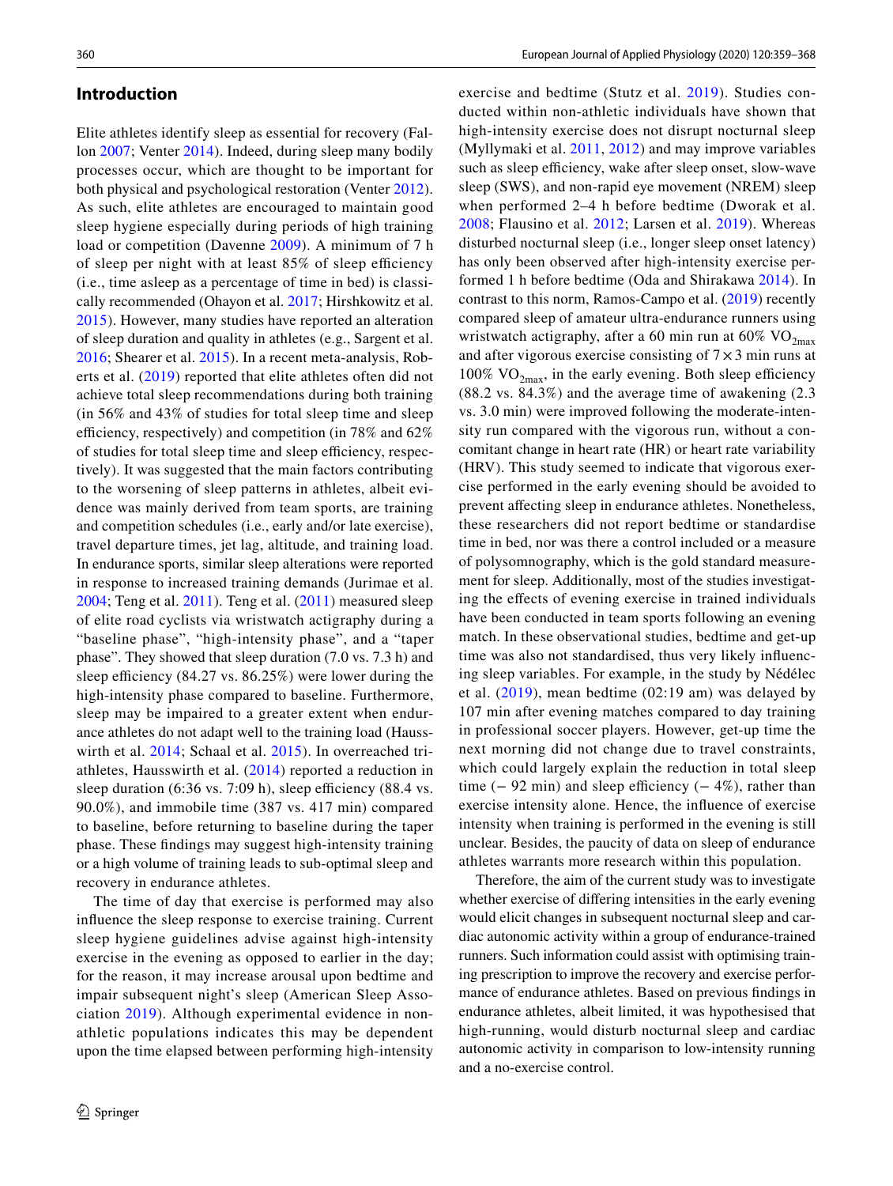## Introduction

Elite athletes identify sleep as essential for recovery (Fallon 2007; Venter 2014). Indeed, during sleep many bodily processes occur, which are thought to be important for both physical and psychological restoration (Venter 2012). As such, elite athletes are encouraged to maintain good sleep hygiene especially during periods of high training load or competition (Davenne 2009). A minimum of 7 h of sleep per night with at least 85% of sleep efficiency (i.e., time asleep as a percentage of time in bed) is classically recommended (Ohayon et al. 2017; Hirshkowitz et al. 2015). However, many studies have reported an alteration of sleep duration and quality in athletes (e.g., Sargent et al. 2016; Shearer et al. 2015). In a recent meta-analysis, Roberts et al. (2019) reported that elite athletes often did not achieve total sleep recommendations during both training (in 56% and 43% of studies for total sleep time and sleep efficiency, respectively) and competition (in 78% and 62% of studies for total sleep time and sleep efficiency, respectively). It was suggested that the main factors contributing to the worsening of sleep patterns in athletes, albeit evidence was mainly derived from team sports, are training and competition schedules (i.e., early and/or late exercise), travel departure times, jet lag, altitude, and training load. In endurance sports, similar sleep alterations were reported in response to increased training demands (Jurimae et al. 2004; Teng et al. 2011). Teng et al. (2011) measured sleep of elite road cyclists via wristwatch actigraphy during a "baseline phase", "high-intensity phase", and a "taper phase". They showed that sleep duration (7.0 vs. 7.3 h) and sleep efficiency (84.27 vs. 86.25%) were lower during the high-intensity phase compared to baseline. Furthermore, sleep may be impaired to a greater extent when endurance athletes do not adapt well to the training load (Hausswirth et al. 2014; Schaal et al. 2015). In overreached triathletes, Hausswirth et al. (2014) reported a reduction in sleep duration (6:36 vs. 7:09 h), sleep efficiency (88.4 vs. 90.0%), and immobile time (387 vs. 417 min) compared to baseline, before returning to baseline during the taper phase. These findings may suggest high-intensity training or a high volume of training leads to sub-optimal sleep and recovery in endurance athletes.

The time of day that exercise is performed may also influence the sleep response to exercise training. Current sleep hygiene guidelines advise against high-intensity exercise in the evening as opposed to earlier in the day; for the reason, it may increase arousal upon bedtime and impair subsequent night's sleep (American Sleep Association 2019). Although experimental evidence in non-athletic populations indicates this may be dependent upon the time elapsed between performing high-intensity exercise and bedtime (Stutz et al. 2019). Studies conducted within non-athletic individuals have shown that high-intensity exercise does not disrupt nocturnal sleep (Myllymaki et al. 2011, 2012) and may improve variables such as sleep efficiency, wake after sleep onset, slow-wave sleep (SWS), and non-rapid eye movement (NREM) sleep when performed 2–4 h before bedtime (Dworak et al. 2008; Flausino et al. 2012; Larsen et al. 2019). Whereas disturbed nocturnal sleep (i.e., longer sleep onset latency) has only been observed after high-intensity exercise performed 1 h before bedtime (Oda and Shirakawa 2014). In contrast to this norm, Ramos-Campo et al. (2019) recently compared sleep of amateur ultra-endurance runners using wristwatch actigraphy, after a 60 min run at 60% $VO_{2max}$ and after vigorous exercise consisting of 7 × 3 min runs at 100% $VO_{2max}$, in the early evening. Both sleep efficiency (88.2 vs. 84.3%) and the average time of awakening (2.3 vs. 3.0 min) were improved following the moderate-intensity run compared with the vigorous run, without a concomitant change in heart rate (HR) or heart rate variability (HRV). This study seemed to indicate that vigorous exercise performed in the early evening should be avoided to prevent affecting sleep in endurance athletes. Nonetheless, these researchers did not report bedtime or standardise time in bed, nor was there a control included or a measure of polysomnography, which is the gold standard measurement for sleep. Additionally, most of the studies investigating the effects of evening exercise in trained individuals have been conducted in team sports following an evening match. In these observational studies, bedtime and get-up time was also not standardised, thus very likely influencing sleep variables. For example, in the study by Nédélec et al. (2019), mean bedtime (02:19 am) was delayed by 107 min after evening matches compared to day training in professional soccer players. However, get-up time the next morning did not change due to travel constraints, which could largely explain the reduction in total sleep time (− 92 min) and sleep efficiency (− 4%), rather than exercise intensity alone. Hence, the influence of exercise intensity when training is performed in the evening is still unclear. Besides, the paucity of data on sleep of endurance athletes warrants more research within this population.

Therefore, the aim of the current study was to investigate whether exercise of differing intensities in the early evening would elicit changes in subsequent nocturnal sleep and cardiac autonomic activity within a group of endurance-trained runners. Such information could assist with optimising training prescription to improve the recovery and exercise performance of endurance athletes. Based on previous findings in endurance athletes, albeit limited, it was hypothesised that high-running, would disturb nocturnal sleep and cardiac autonomic activity in comparison to low-intensity running and a no-exercise control.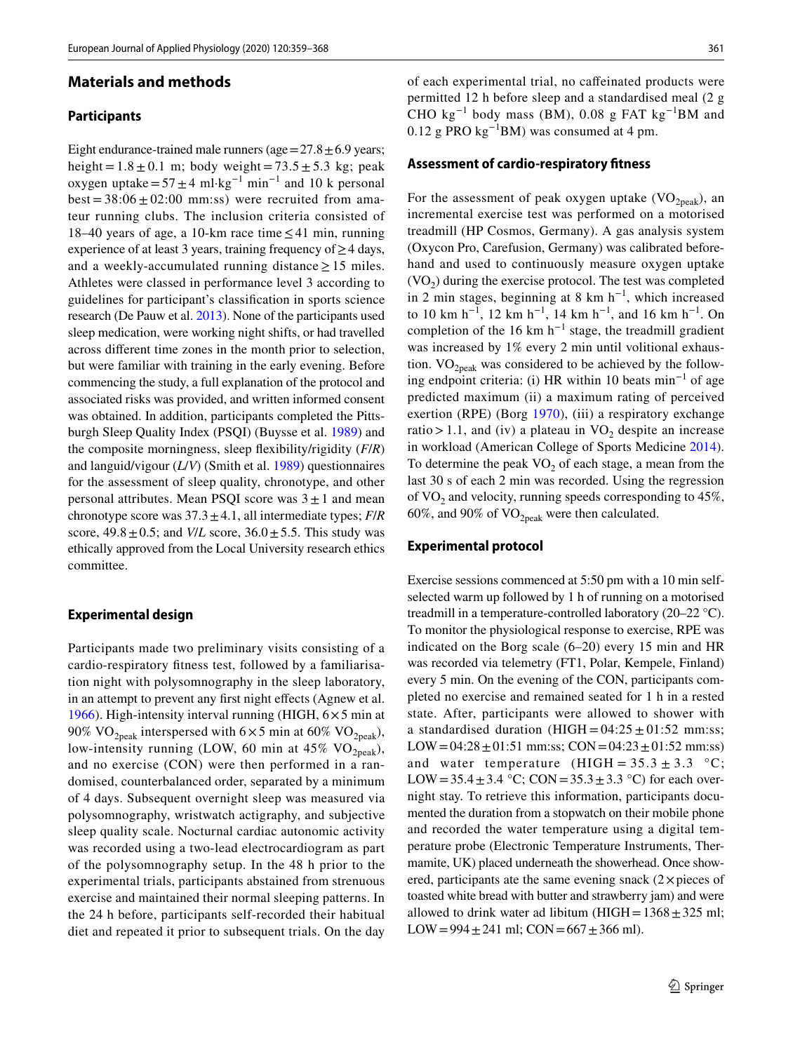## Materials and methods

### Participants

Eight endurance-trained male runners (age = 27.8 ± 6.9 years; height = 1.8 ± 0.1 m; body weight = 73.5 ± 5.3 kg; peak oxygen uptake = 57 ± 4 ml·kg$^{-1}$ min$^{-1}$ and 10 k personal best = 38:06 ± 02:00 mm:ss) were recruited from amateur running clubs. The inclusion criteria consisted of 18–40 years of age, a 10-km race time ≤ 41 min, running experience of at least 3 years, training frequency of ≥ 4 days, and a weekly-accumulated running distance ≥ 15 miles. Athletes were classed in performance level 3 according to guidelines for participant's classification in sports science research (De Pauw et al. 2013). None of the participants used sleep medication, were working night shifts, or had travelled across different time zones in the month prior to selection, but were familiar with training in the early evening. Before commencing the study, a full explanation of the protocol and associated risks was provided, and written informed consent was obtained. In addition, participants completed the Pittsburgh Sleep Quality Index (PSQI) (Buysse et al. 1989) and the composite morningness, sleep flexibility/rigidity (*F*/*R*) and languid/vigour (*L*/*V*) (Smith et al. 1989) questionnaires for the assessment of sleep quality, chronotype, and other personal attributes. Mean PSQI score was 3 ± 1 and mean chronotype score was 37.3 ± 4.1, all intermediate types; *F*/*R* score, 49.8 ± 0.5; and *V*/*L* score, 36.0 ± 5.5. This study was ethically approved from the Local University research ethics committee.

### Experimental design

Participants made two preliminary visits consisting of a cardio-respiratory fitness test, followed by a familiarisation night with polysomnography in the sleep laboratory, in an attempt to prevent any first night effects (Agnew et al. 1966). High-intensity interval running (HIGH, 6 × 5 min at 90% $VO_{2peak}$ interspersed with 6 × 5 min at 60% $VO_{2peak}$), low-intensity running (LOW, 60 min at 45% $VO_{2peak}$), and no exercise (CON) were then performed in a randomised, counterbalanced order, separated by a minimum of 4 days. Subsequent overnight sleep was measured via polysomnography, wristwatch actigraphy, and subjective sleep quality scale. Nocturnal cardiac autonomic activity was recorded using a two-lead electrocardiogram as part of the polysomnography setup. In the 48 h prior to the experimental trials, participants abstained from strenuous exercise and maintained their normal sleeping patterns. In the 24 h before, participants self-recorded their habitual diet and repeated it prior to subsequent trials. On the day of each experimental trial, no caffeinated products were permitted 12 h before sleep and a standardised meal (2 g CHO kg$^{-1}$ body mass (BM), 0.08 g FAT kg$^{-1}$BM and 0.12 g PRO kg$^{-1}$BM) was consumed at 4 pm.

### Assessment of cardio-respiratory fitness

For the assessment of peak oxygen uptake ($VO_{2peak}$), an incremental exercise test was performed on a motorised treadmill (HP Cosmos, Germany). A gas analysis system (Oxycon Pro, Carefusion, Germany) was calibrated beforehand and used to continuously measure oxygen uptake ($VO_2$) during the exercise protocol. The test was completed in 2 min stages, beginning at 8 km h$^{-1}$, which increased to 10 km h$^{-1}$, 12 km h$^{-1}$, 14 km h$^{-1}$, and 16 km h$^{-1}$. On completion of the 16 km h$^{-1}$ stage, the treadmill gradient was increased by 1% every 2 min until volitional exhaustion. $VO_{2peak}$ was considered to be achieved by the following endpoint criteria: (i) HR within 10 beats min$^{-1}$ of age predicted maximum (ii) a maximum rating of perceived exertion (RPE) (Borg 1970), (iii) a respiratory exchange ratio > 1.1, and (iv) a plateau in $VO_2$ despite an increase in workload (American College of Sports Medicine 2014). To determine the peak $VO_2$ of each stage, a mean from the last 30 s of each 2 min was recorded. Using the regression of $VO_2$ and velocity, running speeds corresponding to 45%, 60%, and 90% of $VO_{2peak}$ were then calculated.

### Experimental protocol

Exercise sessions commenced at 5:50 pm with a 10 min self-selected warm up followed by 1 h of running on a motorised treadmill in a temperature-controlled laboratory (20–22 °C). To monitor the physiological response to exercise, RPE was indicated on the Borg scale (6–20) every 15 min and HR was recorded via telemetry (FT1, Polar, Kempele, Finland) every 5 min. On the evening of the CON, participants completed no exercise and remained seated for 1 h in a rested state. After, participants were allowed to shower with a standardised duration (HIGH = 04:25 ± 01:52 mm:ss; LOW = 04:28 ± 01:51 mm:ss; CON = 04:23 ± 01:52 mm:ss) and water temperature (HIGH = 35.3 ± 3.3 °C; LOW = 35.4 ± 3.4 °C; CON = 35.3 ± 3.3 °C) for each overnight stay. To retrieve this information, participants documented the duration from a stopwatch on their mobile phone and recorded the water temperature using a digital temperature probe (Electronic Temperature Instruments, Thermamite, UK) placed underneath the showerhead. Once showered, participants ate the same evening snack (2 × pieces of toasted white bread with butter and strawberry jam) and were allowed to drink water ad libitum (HIGH = 1368 ± 325 ml; LOW = 994 ± 241 ml; CON = 667 ± 366 ml).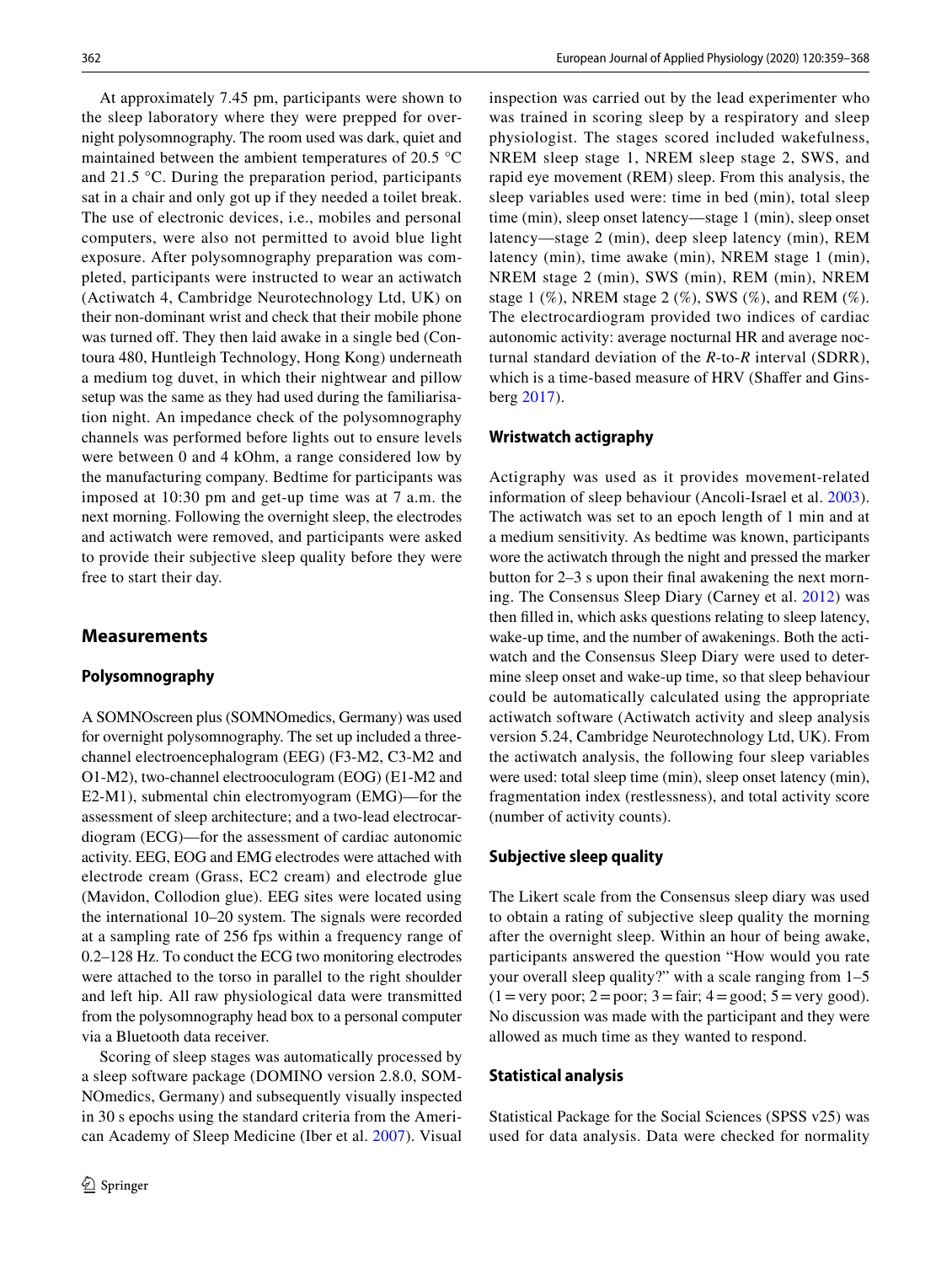At approximately 7.45 pm, participants were shown to the sleep laboratory where they were prepped for overnight polysomnography. The room used was dark, quiet and maintained between the ambient temperatures of 20.5 °C and 21.5 °C. During the preparation period, participants sat in a chair and only got up if they needed a toilet break. The use of electronic devices, i.e., mobiles and personal computers, were also not permitted to avoid blue light exposure. After polysomnography preparation was completed, participants were instructed to wear an actiwatch (Actiwatch 4, Cambridge Neurotechnology Ltd, UK) on their non-dominant wrist and check that their mobile phone was turned off. They then laid awake in a single bed (Contoura 480, Huntleigh Technology, Hong Kong) underneath a medium tog duvet, in which their nightwear and pillow setup was the same as they had used during the familiarisation night. An impedance check of the polysomnography channels was performed before lights out to ensure levels were between 0 and 4 kOhm, a range considered low by the manufacturing company. Bedtime for participants was imposed at 10:30 pm and get-up time was at 7 a.m. the next morning. Following the overnight sleep, the electrodes and actiwatch were removed, and participants were asked to provide their subjective sleep quality before they were free to start their day.

## Measurements

### Polysomnography

A SOMNOscreen plus (SOMNOmedics, Germany) was used for overnight polysomnography. The set up included a three-channel electroencephalogram (EEG) (F3-M2, C3-M2 and O1-M2), two-channel electrooculogram (EOG) (E1-M2 and E2-M1), submental chin electromyogram (EMG)—for the assessment of sleep architecture; and a two-lead electrocardiogram (ECG)—for the assessment of cardiac autonomic activity. EEG, EOG and EMG electrodes were attached with electrode cream (Grass, EC2 cream) and electrode glue (Mavidon, Collodion glue). EEG sites were located using the international 10–20 system. The signals were recorded at a sampling rate of 256 fps within a frequency range of 0.2–128 Hz. To conduct the ECG two monitoring electrodes were attached to the torso in parallel to the right shoulder and left hip. All raw physiological data were transmitted from the polysomnography head box to a personal computer via a Bluetooth data receiver.

Scoring of sleep stages was automatically processed by a sleep software package (DOMINO version 2.8.0, SOMNOmedics, Germany) and subsequently visually inspected in 30 s epochs using the standard criteria from the American Academy of Sleep Medicine (Iber et al. 2007). Visual inspection was carried out by the lead experimenter who was trained in scoring sleep by a respiratory and sleep physiologist. The stages scored included wakefulness, NREM sleep stage 1, NREM sleep stage 2, SWS, and rapid eye movement (REM) sleep. From this analysis, the sleep variables used were: time in bed (min), total sleep time (min), sleep onset latency—stage 1 (min), sleep onset latency—stage 2 (min), deep sleep latency (min), REM latency (min), time awake (min), NREM stage 1 (min), NREM stage 2 (min), SWS (min), REM (min), NREM stage 1 (%), NREM stage 2 (%), SWS (%), and REM (%). The electrocardiogram provided two indices of cardiac autonomic activity: average nocturnal HR and average nocturnal standard deviation of the *R*-to-*R* interval (SDRR), which is a time-based measure of HRV (Shaffer and Ginsberg 2017).

### Wristwatch actigraphy

Actigraphy was used as it provides movement-related information of sleep behaviour (Ancoli-Israel et al. 2003). The actiwatch was set to an epoch length of 1 min and at a medium sensitivity. As bedtime was known, participants wore the actiwatch through the night and pressed the marker button for 2–3 s upon their final awakening the next morning. The Consensus Sleep Diary (Carney et al. 2012) was then filled in, which asks questions relating to sleep latency, wake-up time, and the number of awakenings. Both the actiwatch and the Consensus Sleep Diary were used to determine sleep onset and wake-up time, so that sleep behaviour could be automatically calculated using the appropriate actiwatch software (Actiwatch activity and sleep analysis version 5.24, Cambridge Neurotechnology Ltd, UK). From the actiwatch analysis, the following four sleep variables were used: total sleep time (min), sleep onset latency (min), fragmentation index (restlessness), and total activity score (number of activity counts).

### Subjective sleep quality

The Likert scale from the Consensus sleep diary was used to obtain a rating of subjective sleep quality the morning after the overnight sleep. Within an hour of being awake, participants answered the question "How would you rate your overall sleep quality?" with a scale ranging from 1–5 (1 = very poor; 2 = poor; 3 = fair; 4 = good; 5 = very good). No discussion was made with the participant and they were allowed as much time as they wanted to respond.

### Statistical analysis

Statistical Package for the Social Sciences (SPSS v25) was used for data analysis. Data were checked for normality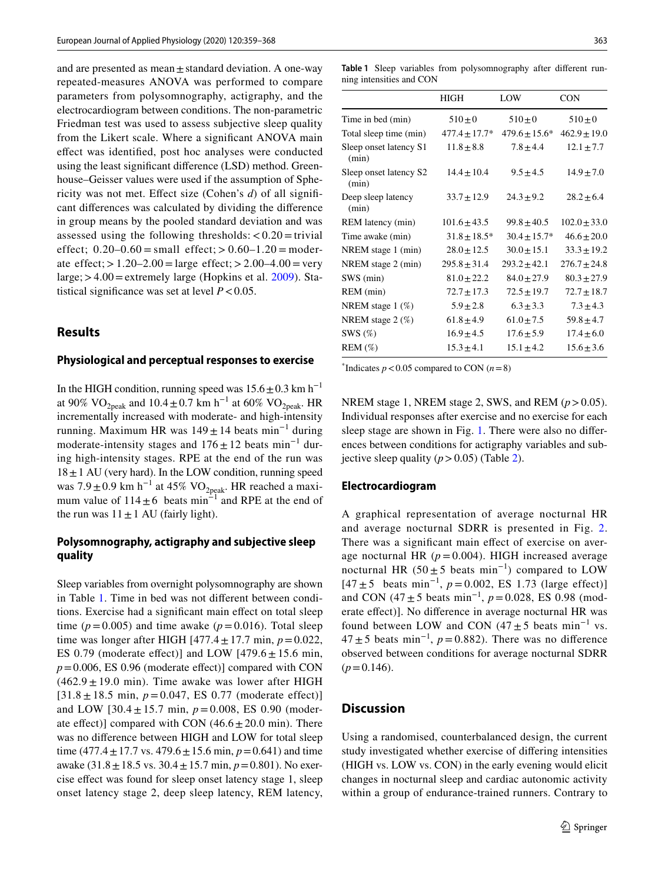and are presented as mean ± standard deviation. A one-way repeated-measures ANOVA was performed to compare parameters from polysomnography, actigraphy, and the electrocardiogram between conditions. The non-parametric Friedman test was used to assess subjective sleep quality from the Likert scale. Where a significant ANOVA main effect was identified, post hoc analyses were conducted using the least significant difference (LSD) method. Greenhouse–Geisser values were used if the assumption of Sphericity was not met. Effect size (Cohen's *d*) of all significant differences was calculated by dividing the difference in group means by the pooled standard deviation and was assessed using the following thresholds: < 0.20 = trivial effect; 0.20–0.60 = small effect; > 0.60–1.20 = moderate effect; > 1.20–2.00 = large effect; > 2.00–4.00 = very large; > 4.00 = extremely large (Hopkins et al. 2009). Statistical significance was set at level $P < 0.05$.

## Results

### Physiological and perceptual responses to exercise

In the HIGH condition, running speed was 15.6 ± 0.3 km $h^{-1}$ at 90% $VO_{2peak}$ and 10.4 ± 0.7 km $h^{-1}$ at 60% $VO_{2peak}$. HR incrementally increased with moderate- and high-intensity running. Maximum HR was 149 ± 14 beats $min^{-1}$ during moderate-intensity stages and 176 ± 12 beats $min^{-1}$ during high-intensity stages. RPE at the end of the run was 18 ± 1 AU (very hard). In the LOW condition, running speed was 7.9 ± 0.9 km $h^{-1}$ at 45% $VO_{2peak}$. HR reached a maximum value of 114 ± 6 beats $min^{-1}$ and RPE at the end of the run was 11 ± 1 AU (fairly light).

### Polysomnography, actigraphy and subjective sleep quality

Sleep variables from overnight polysomnography are shown in Table 1. Time in bed was not different between conditions. Exercise had a significant main effect on total sleep time ($p = 0.005$) and time awake ($p = 0.016$). Total sleep time was longer after HIGH [477.4 ± 17.7 min, $p = 0.022$, ES 0.79 (moderate effect)] and LOW [479.6 ± 15.6 min, $p = 0.006$, ES 0.96 (moderate effect)] compared with CON (462.9 ± 19.0 min). Time awake was lower after HIGH [31.8 ± 18.5 min, $p = 0.047$, ES 0.77 (moderate effect)] and LOW [30.4 ± 15.7 min, $p = 0.008$, ES 0.90 (moderate effect)] compared with CON (46.6 ± 20.0 min). There was no difference between HIGH and LOW for total sleep time (477.4 ± 17.7 vs. 479.6 ± 15.6 min, $p = 0.641$) and time awake (31.8 ± 18.5 vs. 30.4 ± 15.7 min, $p = 0.801$). No exercise effect was found for sleep onset latency stage 1, sleep onset latency stage 2, deep sleep latency, REM latency, NREM stage 1, NREM stage 2, SWS, and REM ($p > 0.05$). Individual responses after exercise and no exercise for each sleep stage are shown in Fig. 1. There were also no differences between conditions for actigraphy variables and subjective sleep quality ($p > 0.05$) (Table 2).

**Table 1** Sleep variables from polysomnography after different running intensities and CON

| | HIGH | LOW | CON |
|---|---|---|---|
| Time in bed (min) | 510 ± 0 | 510 ± 0 | 510 ± 0 |
| Total sleep time (min) | 477.4 ± 17.7* | 479.6 ± 15.6* | 462.9 ± 19.0 |
| Sleep onset latency S1 (min) | 11.8 ± 8.8 | 7.8 ± 4.4 | 12.1 ± 7.7 |
| Sleep onset latency S2 (min) | 14.4 ± 10.4 | 9.5 ± 4.5 | 14.9 ± 7.0 |
| Deep sleep latency (min) | 33.7 ± 12.9 | 24.3 ± 9.2 | 28.2 ± 6.4 |
| REM latency (min) | 101.6 ± 43.5 | 99.8 ± 40.5 | 102.0 ± 33.0 |
| Time awake (min) | 31.8 ± 18.5* | 30.4 ± 15.7* | 46.6 ± 20.0 |
| NREM stage 1 (min) | 28.0 ± 12.5 | 30.0 ± 15.1 | 33.3 ± 19.2 |
| NREM stage 2 (min) | 295.8 ± 31.4 | 293.2 ± 42.1 | 276.7 ± 24.8 |
| SWS (min) | 81.0 ± 22.2 | 84.0 ± 27.9 | 80.3 ± 27.9 |
| REM (min) | 72.7 ± 17.3 | 72.5 ± 19.7 | 72.7 ± 18.7 |
| NREM stage 1 (%) | 5.9 ± 2.8 | 6.3 ± 3.3 | 7.3 ± 4.3 |
| NREM stage 2 (%) | 61.8 ± 4.9 | 61.0 ± 7.5 | 59.8 ± 4.7 |
| SWS (%) | 16.9 ± 4.5 | 17.6 ± 5.9 | 17.4 ± 6.0 |
| REM (%) | 15.3 ± 4.1 | 15.1 ± 4.2 | 15.6 ± 3.6 |

*Indicates $p < 0.05$ compared to CON ($n = 8$)

### Electrocardiogram

A graphical representation of average nocturnal HR and average nocturnal SDRR is presented in Fig. 2. There was a significant main effect of exercise on average nocturnal HR ($p = 0.004$). HIGH increased average nocturnal HR (50 ± 5 beats $min^{-1}$) compared to LOW [47 ± 5 beats $min^{-1}$, $p = 0.002$, ES 1.73 (large effect)] and CON (47 ± 5 beats $min^{-1}$, $p = 0.028$, ES 0.98 (moderate effect)]. No difference in average nocturnal HR was found between LOW and CON (47 ± 5 beats $min^{-1}$ vs. 47 ± 5 beats $min^{-1}$, $p = 0.882$). There was no difference observed between conditions for average nocturnal SDRR ($p = 0.146$).

## Discussion

Using a randomised, counterbalanced design, the current study investigated whether exercise of differing intensities (HIGH vs. LOW vs. CON) in the early evening would elicit changes in nocturnal sleep and cardiac autonomic activity within a group of endurance-trained runners. Contrary to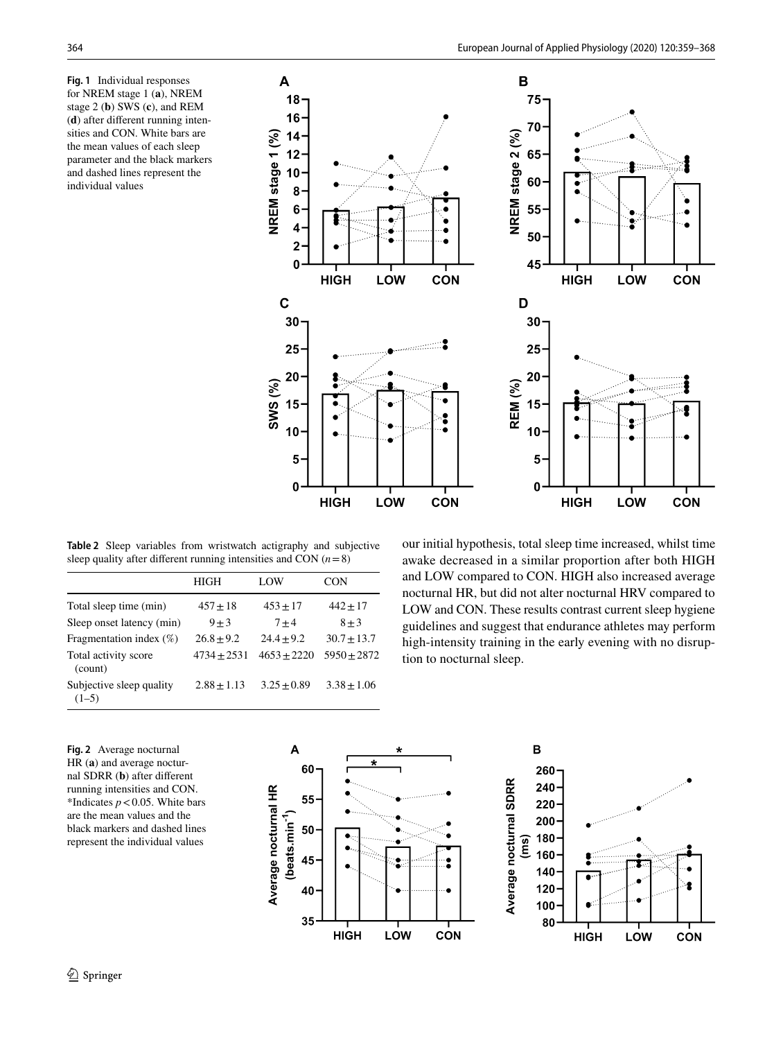**Fig. 1** Individual responses for NREM stage 1 (**a**), NREM stage 2 (**b**) SWS (**c**), and REM (**d**) after different running intensities and CON. White bars are the mean values of each sleep parameter and the black markers and dashed lines represent the individual values

**Table 2** Sleep variables from wristwatch actigraphy and subjective sleep quality after different running intensities and CON ($n = 8$)

| | HIGH | LOW | CON |
|---|---|---|---|
| Total sleep time (min) | 457 ± 18 | 453 ± 17 | 442 ± 17 |
| Sleep onset latency (min) | 9 ± 3 | 7 ± 4 | 8 ± 3 |
| Fragmentation index (%) | 26.8 ± 9.2 | 24.4 ± 9.2 | 30.7 ± 13.7 |
| Total activity score (count) | 4734 ± 2531 | 4653 ± 2220 | 5950 ± 2872 |
| Subjective sleep quality (1–5) | 2.88 ± 1.13 | 3.25 ± 0.89 | 3.38 ± 1.06 |

our initial hypothesis, total sleep time increased, whilst time awake decreased in a similar proportion after both HIGH and LOW compared to CON. HIGH also increased average nocturnal HR, but did not alter nocturnal HRV compared to LOW and CON. These results contrast current sleep hygiene guidelines and suggest that endurance athletes may perform high-intensity training in the early evening with no disruption to nocturnal sleep.

**Fig. 2** Average nocturnal HR (**a**) and average nocturnal SDRR (**b**) after different running intensities and CON. *Indicates $p < 0.05$. White bars are the mean values and the black markers and dashed lines represent the individual values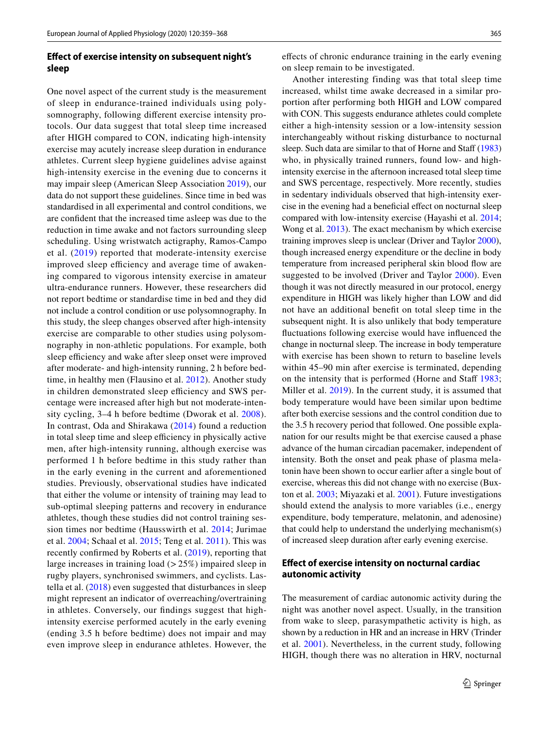### Effect of exercise intensity on subsequent night's sleep

One novel aspect of the current study is the measurement of sleep in endurance-trained individuals using polysomnography, following different exercise intensity protocols. Our data suggest that total sleep time increased after HIGH compared to CON, indicating high-intensity exercise may acutely increase sleep duration in endurance athletes. Current sleep hygiene guidelines advise against high-intensity exercise in the evening due to concerns it may impair sleep (American Sleep Association 2019), our data do not support these guidelines. Since time in bed was standardised in all experimental and control conditions, we are confident that the increased time asleep was due to the reduction in time awake and not factors surrounding sleep scheduling. Using wristwatch actigraphy, Ramos-Campo et al. (2019) reported that moderate-intensity exercise improved sleep efficiency and average time of awakening compared to vigorous intensity exercise in amateur ultra-endurance runners. However, these researchers did not report bedtime or standardise time in bed and they did not include a control condition or use polysomnography. In this study, the sleep changes observed after high-intensity exercise are comparable to other studies using polysomnography in non-athletic populations. For example, both sleep efficiency and wake after sleep onset were improved after moderate- and high-intensity running, 2 h before bedtime, in healthy men (Flausino et al. 2012). Another study in children demonstrated sleep efficiency and SWS percentage were increased after high but not moderate-intensity cycling, 3–4 h before bedtime (Dworak et al. 2008). In contrast, Oda and Shirakawa (2014) found a reduction in total sleep time and sleep efficiency in physically active men, after high-intensity running, although exercise was performed 1 h before bedtime in this study rather than in the early evening in the current and aforementioned studies. Previously, observational studies have indicated that either the volume or intensity of training may lead to sub-optimal sleeping patterns and recovery in endurance athletes, though these studies did not control training session times nor bedtime (Hausswirth et al. 2014; Jurimae et al. 2004; Schaal et al. 2015; Teng et al. 2011). This was recently confirmed by Roberts et al. (2019), reporting that large increases in training load (> 25%) impaired sleep in rugby players, synchronised swimmers, and cyclists. Lastella et al. (2018) even suggested that disturbances in sleep might represent an indicator of overreaching/overtraining in athletes. Conversely, our findings suggest that high-intensity exercise performed acutely in the early evening (ending 3.5 h before bedtime) does not impair and may even improve sleep in endurance athletes. However, the effects of chronic endurance training in the early evening on sleep remain to be investigated.

Another interesting finding was that total sleep time increased, whilst time awake decreased in a similar proportion after performing both HIGH and LOW compared with CON. This suggests endurance athletes could complete either a high-intensity session or a low-intensity session interchangeably without risking disturbance to nocturnal sleep. Such data are similar to that of Horne and Staff (1983) who, in physically trained runners, found low- and high-intensity exercise in the afternoon increased total sleep time and SWS percentage, respectively. More recently, studies in sedentary individuals observed that high-intensity exercise in the evening had a beneficial effect on nocturnal sleep compared with low-intensity exercise (Hayashi et al. 2014; Wong et al. 2013). The exact mechanism by which exercise training improves sleep is unclear (Driver and Taylor 2000), though increased energy expenditure or the decline in body temperature from increased peripheral skin blood flow are suggested to be involved (Driver and Taylor 2000). Even though it was not directly measured in our protocol, energy expenditure in HIGH was likely higher than LOW and did not have an additional benefit on total sleep time in the subsequent night. It is also unlikely that body temperature fluctuations following exercise would have influenced the change in nocturnal sleep. The increase in body temperature with exercise has been shown to return to baseline levels within 45–90 min after exercise is terminated, depending on the intensity that is performed (Horne and Staff 1983; Miller et al. 2019). In the current study, it is assumed that body temperature would have been similar upon bedtime after both exercise sessions and the control condition due to the 3.5 h recovery period that followed. One possible explanation for our results might be that exercise caused a phase advance of the human circadian pacemaker, independent of intensity. Both the onset and peak phase of plasma melatonin have been shown to occur earlier after a single bout of exercise, whereas this did not change with no exercise (Buxton et al. 2003; Miyazaki et al. 2001). Future investigations should extend the analysis to more variables (i.e., energy expenditure, body temperature, melatonin, and adenosine) that could help to understand the underlying mechanism(s) of increased sleep duration after early evening exercise.

### Effect of exercise intensity on nocturnal cardiac autonomic activity

The measurement of cardiac autonomic activity during the night was another novel aspect. Usually, in the transition from wake to sleep, parasympathetic activity is high, as shown by a reduction in HR and an increase in HRV (Trinder et al. 2001). Nevertheless, in the current study, following HIGH, though there was no alteration in HRV, nocturnal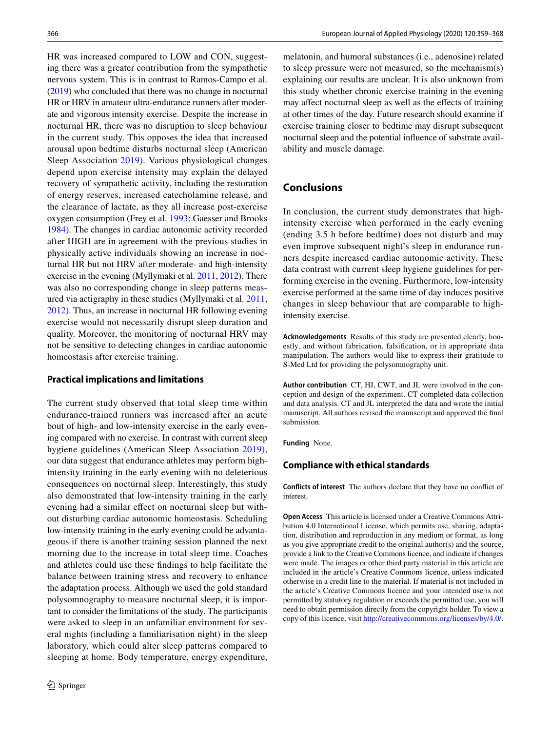HR was increased compared to LOW and CON, suggesting there was a greater contribution from the sympathetic nervous system. This is in contrast to Ramos-Campo et al. (2019) who concluded that there was no change in nocturnal HR or HRV in amateur ultra-endurance runners after moderate and vigorous intensity exercise. Despite the increase in nocturnal HR, there was no disruption to sleep behaviour in the current study. This opposes the idea that increased arousal upon bedtime disturbs nocturnal sleep (American Sleep Association 2019). Various physiological changes depend upon exercise intensity may explain the delayed recovery of sympathetic activity, including the restoration of energy reserves, increased catecholamine release, and the clearance of lactate, as they all increase post-exercise oxygen consumption (Frey et al. 1993; Gaesser and Brooks 1984). The changes in cardiac autonomic activity recorded after HIGH are in agreement with the previous studies in physically active individuals showing an increase in nocturnal HR but not HRV after moderate- and high-intensity exercise in the evening (Myllymaki et al. 2011, 2012). There was also no corresponding change in sleep patterns measured via actigraphy in these studies (Myllymaki et al. 2011, 2012). Thus, an increase in nocturnal HR following evening exercise would not necessarily disrupt sleep duration and quality. Moreover, the monitoring of nocturnal HRV may not be sensitive to detecting changes in cardiac autonomic homeostasis after exercise training.

### Practical implications and limitations

The current study observed that total sleep time within endurance-trained runners was increased after an acute bout of high- and low-intensity exercise in the early evening compared with no exercise. In contrast with current sleep hygiene guidelines (American Sleep Association 2019), our data suggest that endurance athletes may perform high-intensity training in the early evening with no deleterious consequences on nocturnal sleep. Interestingly, this study also demonstrated that low-intensity training in the early evening had a similar effect on nocturnal sleep but without disturbing cardiac autonomic homeostasis. Scheduling low-intensity training in the early evening could be advantageous if there is another training session planned the next morning due to the increase in total sleep time. Coaches and athletes could use these findings to help facilitate the balance between training stress and recovery to enhance the adaptation process. Although we used the gold standard polysomnography to measure nocturnal sleep, it is important to consider the limitations of the study. The participants were asked to sleep in an unfamiliar environment for several nights (including a familiarisation night) in the sleep laboratory, which could alter sleep patterns compared to sleeping at home. Body temperature, energy expenditure, melatonin, and humoral substances (i.e., adenosine) related to sleep pressure were not measured, so the mechanism(s) explaining our results are unclear. It is also unknown from this study whether chronic exercise training in the evening may affect nocturnal sleep as well as the effects of training at other times of the day. Future research should examine if exercise training closer to bedtime may disrupt subsequent nocturnal sleep and the potential influence of substrate availability and muscle damage.

## Conclusions

In conclusion, the current study demonstrates that high-intensity exercise when performed in the early evening (ending 3.5 h before bedtime) does not disturb and may even improve subsequent night's sleep in endurance runners despite increased cardiac autonomic activity. These data contrast with current sleep hygiene guidelines for performing exercise in the evening. Furthermore, low-intensity exercise performed at the same time of day induces positive changes in sleep behaviour that are comparable to high-intensity exercise.

**Acknowledgements** Results of this study are presented clearly, honestly, and without fabrication, falsification, or in appropriate data manipulation. The authors would like to express their gratitude to S-Med Ltd for providing the polysomnography unit.

**Author contribution** CT, HJ, CWT, and JL were involved in the conception and design of the experiment. CT completed data collection and data analysis. CT and JL interpreted the data and wrote the initial manuscript. All authors revised the manuscript and approved the final submission.

**Funding** None.

### Compliance with ethical standards

**Conflicts of interest** The authors declare that they have no conflict of interest.

**Open Access** This article is licensed under a Creative Commons Attribution 4.0 International License, which permits use, sharing, adaptation, distribution and reproduction in any medium or format, as long as you give appropriate credit to the original author(s) and the source, provide a link to the Creative Commons licence, and indicate if changes were made. The images or other third party material in this article are included in the article's Creative Commons licence, unless indicated otherwise in a credit line to the material. If material is not included in the article's Creative Commons licence and your intended use is not permitted by statutory regulation or exceeds the permitted use, you will need to obtain permission directly from the copyright holder. To view a copy of this licence, visit http://creativecommons.org/licenses/by/4.0/.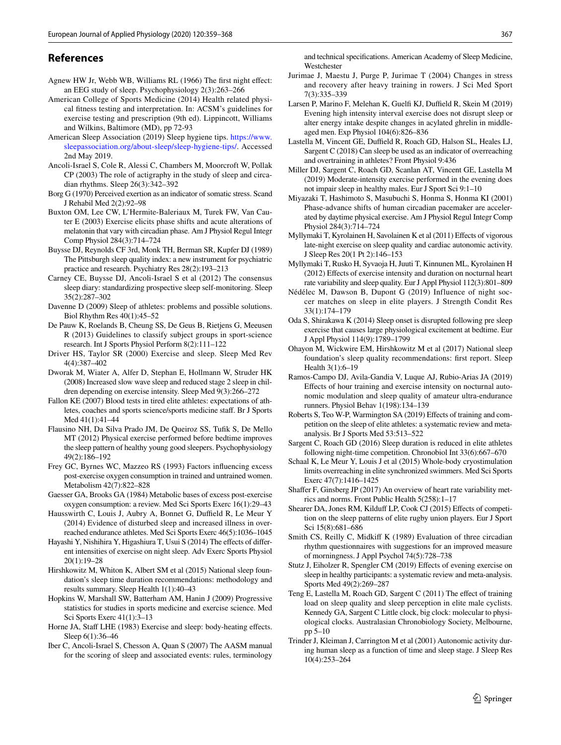## References

Agnew HW Jr, Webb WB, Williams RL (1966) The first night effect: an EEG study of sleep. Psychophysiology 2(3):263–266

American College of Sports Medicine (2014) Health related physical fitness testing and interpretation. In: ACSM's guidelines for exercise testing and prescription (9th ed). Lippincott, Williams and Wilkins, Baltimore (MD), pp 72-93

American Sleep Association (2019) Sleep hygiene tips. https://www.sleepassociation.org/about-sleep/sleep-hygiene-tips/. Accessed 2nd May 2019.

Ancoli-Israel S, Cole R, Alessi C, Chambers M, Moorcroft W, Pollak CP (2003) The role of actigraphy in the study of sleep and circadian rhythms. Sleep 26(3):342–392

Borg G (1970) Perceived exertion as an indicator of somatic stress. Scand J Rehabil Med 2(2):92–98

Buxton OM, Lee CW, L'Hermite-Baleriaux M, Turek FW, Van Cauter E (2003) Exercise elicits phase shifts and acute alterations of melatonin that vary with circadian phase. Am J Physiol Regul Integr Comp Physiol 284(3):714–724

Buysse DJ, Reynolds CF 3rd, Monk TH, Berman SR, Kupfer DJ (1989) The Pittsburgh sleep quality index: a new instrument for psychiatric practice and research. Psychiatry Res 28(2):193–213

Carney CE, Buysse DJ, Ancoli-Israel S et al (2012) The consensus sleep diary: standardizing prospective sleep self-monitoring. Sleep 35(2):287–302

Davenne D (2009) Sleep of athletes: problems and possible solutions. Biol Rhythm Res 40(1):45–52

De Pauw K, Roelands B, Cheung SS, De Geus B, Rietjens G, Meeusen R (2013) Guidelines to classify subject groups in sport-science research. Int J Sports Physiol Perform 8(2):111–122

Driver HS, Taylor SR (2000) Exercise and sleep. Sleep Med Rev 4(4):387–402

Dworak M, Wiater A, Alfer D, Stephan E, Hollmann W, Struder HK (2008) Increased slow wave sleep and reduced stage 2 sleep in children depending on exercise intensity. Sleep Med 9(3):266–272

Fallon KE (2007) Blood tests in tired elite athletes: expectations of athletes, coaches and sports science/sports medicine staff. Br J Sports Med 41(1):41–44

Flausino NH, Da Silva Prado JM, De Queiroz SS, Tufik S, De Mello MT (2012) Physical exercise performed before bedtime improves the sleep pattern of healthy young good sleepers. Psychophysiology 49(2):186–192

Frey GC, Byrnes WC, Mazzeo RS (1993) Factors influencing excess post-exercise oxygen consumption in trained and untrained women. Metabolism 42(7):822–828

Gaesser GA, Brooks GA (1984) Metabolic bases of excess post-exercise oxygen consumption: a review. Med Sci Sports Exerc 16(1):29–43

Hausswirth C, Louis J, Aubry A, Bonnet G, Duffield R, Le Meur Y (2014) Evidence of disturbed sleep and increased illness in overreached endurance athletes. Med Sci Sports Exerc 46(5):1036–1045

Hayashi Y, Nishihira Y, Higashiura T, Usui S (2014) The effects of different intensities of exercise on night sleep. Adv Exerc Sports Physiol 20(1):19–28

Hirshkowitz M, Whiton K, Albert SM et al (2015) National sleep foundation's sleep time duration recommendations: methodology and results summary. Sleep Health 1(1):40–43

Hopkins W, Marshall SW, Batterham AM, Hanin J (2009) Progressive statistics for studies in sports medicine and exercise science. Med Sci Sports Exerc 41(1):3–13

Horne JA, Staff LHE (1983) Exercise and sleep: body-heating effects. Sleep 6(1):36–46

Iber C, Ancoli-Israel S, Chesson A, Quan S (2007) The AASM manual for the scoring of sleep and associated events: rules, terminology and technical specifications. American Academy of Sleep Medicine, Westchester

Jurimae J, Maestu J, Purge P, Jurimae T (2004) Changes in stress and recovery after heavy training in rowers. J Sci Med Sport 7(3):335–339

Larsen P, Marino F, Melehan K, Guelfi KJ, Duffield R, Skein M (2019) Evening high intensity interval exercise does not disrupt sleep or alter energy intake despite changes in acylated ghrelin in middle-aged men. Exp Physiol 104(6):826–836

Lastella M, Vincent GE, Duffield R, Roach GD, Halson SL, Heales LJ, Sargent C (2018) Can sleep be used as an indicator of overreaching and overtraining in athletes? Front Physiol 9:436

Miller DJ, Sargent C, Roach GD, Scanlan AT, Vincent GE, Lastella M (2019) Moderate-intensity exercise performed in the evening does not impair sleep in healthy males. Eur J Sport Sci 9:1–10

Miyazaki T, Hashimoto S, Masubuchi S, Honma S, Honma KI (2001) Phase-advance shifts of human circadian pacemaker are accelerated by daytime physical exercise. Am J Physiol Regul Integr Comp Physiol 284(3):714–724

Myllymaki T, Kyrolainen H, Savolainen K et al (2011) Effects of vigorous late-night exercise on sleep quality and cardiac autonomic activity. J Sleep Res 20(1 Pt 2):146–153

Myllymaki T, Rusko H, Syvaoja H, Juuti T, Kinnunen ML, Kyrolainen H (2012) Effects of exercise intensity and duration on nocturnal heart rate variability and sleep quality. Eur J Appl Physiol 112(3):801–809

Nédélec M, Dawson B, Dupont G (2019) Influence of night soccer matches on sleep in elite players. J Strength Condit Res 33(1):174–179

Oda S, Shirakawa K (2014) Sleep onset is disrupted following pre sleep exercise that causes large physiological excitement at bedtime. Eur J Appl Physiol 114(9):1789–1799

Ohayon M, Wickwire EM, Hirshkowitz M et al (2017) National sleep foundation's sleep quality recommendations: first report. Sleep Health 3(1):6–19

Ramos-Campo DJ, Avila-Gandia V, Luque AJ, Rubio-Arias JA (2019) Effects of hour training and exercise intensity on nocturnal autonomic modulation and sleep quality of amateur ultra-endurance runners. Physiol Behav 1(198):134–139

Roberts S, Teo W-P, Warmington SA (2019) Effects of training and competition on the sleep of elite athletes: a systematic review and meta-analysis. Br J Sports Med 53:513–522

Sargent C, Roach GD (2016) Sleep duration is reduced in elite athletes following night-time competition. Chronobiol Int 33(6):667–670

Schaal K, Le Meur Y, Louis J et al (2015) Whole-body cryostimulation limits overreaching in elite synchronized swimmers. Med Sci Sports Exerc 47(7):1416–1425

Shaffer F, Ginsberg JP (2017) An overview of heart rate variability metrics and norms. Front Public Health 5(258):1–17

Shearer DA, Jones RM, Kilduff LP, Cook CJ (2015) Effects of competition on the sleep patterns of elite rugby union players. Eur J Sport Sci 15(8):681–686

Smith CS, Reilly C, Midkiff K (1989) Evaluation of three circadian rhythm questionnaires with suggestions for an improved measure of morningness. J Appl Psychol 74(5):728–738

Stutz J, Eiholzer R, Spengler CM (2019) Effects of evening exercise on sleep in healthy participants: a systematic review and meta-analysis. Sports Med 49(2):269–287

Teng E, Lastella M, Roach GD, Sargent C (2011) The effect of training load on sleep quality and sleep perception in elite male cyclists. Kennedy GA, Sargent C Little clock, big clock: molecular to physiological clocks. Australasian Chronobiology Society, Melbourne, pp 5–10

Trinder J, Kleiman J, Carrington M et al (2001) Autonomic activity during human sleep as a function of time and sleep stage. J Sleep Res 10(4):253–264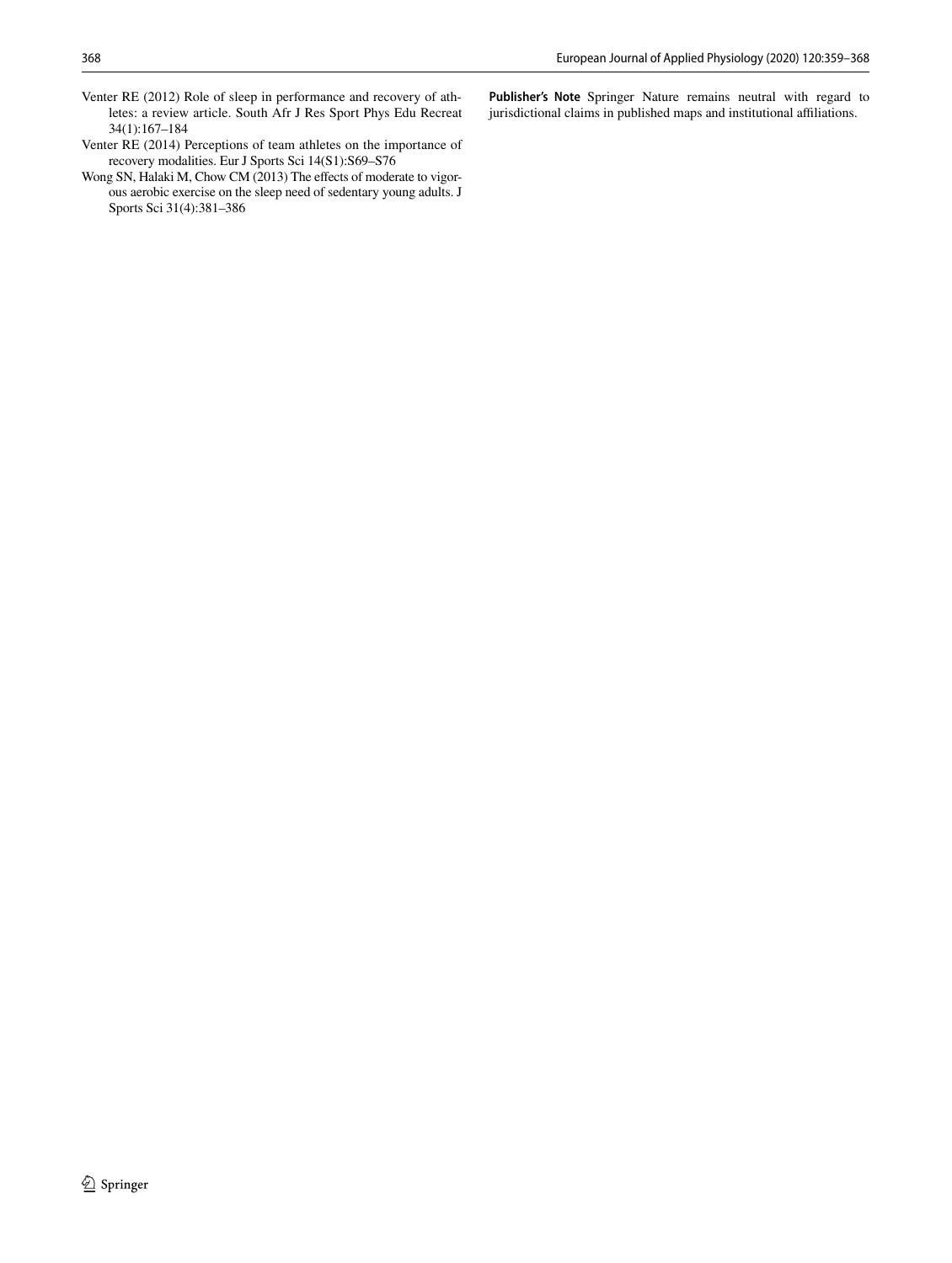Venter RE (2012) Role of sleep in performance and recovery of athletes: a review article. South Afr J Res Sport Phys Edu Recreat 34(1):167–184

Venter RE (2014) Perceptions of team athletes on the importance of recovery modalities. Eur J Sports Sci 14(S1):S69–S76

Wong SN, Halaki M, Chow CM (2013) The effects of moderate to vigorous aerobic exercise on the sleep need of sedentary young adults. J Sports Sci 31(4):381–386

**Publisher's Note** Springer Nature remains neutral with regard to jurisdictional claims in published maps and institutional affiliations.